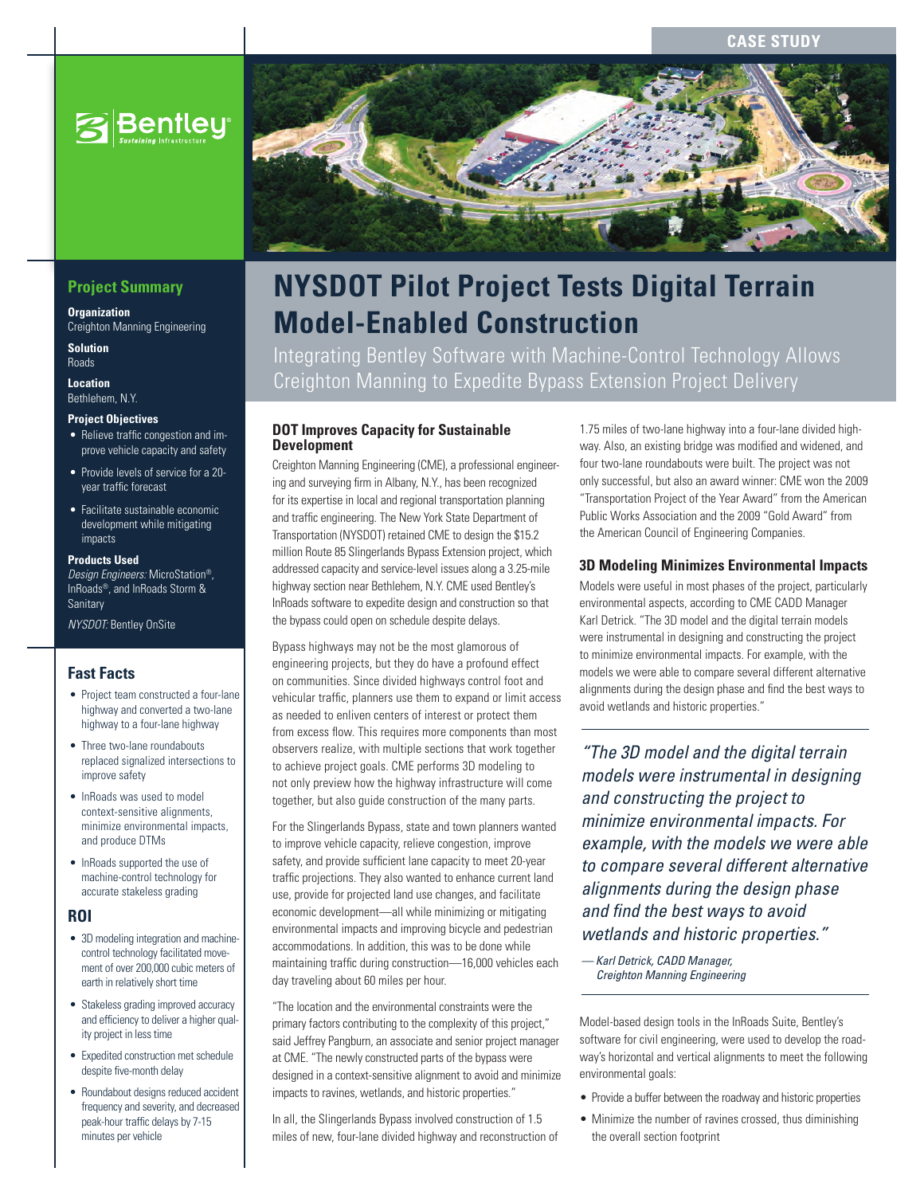CASE STUDY

# NYSDOT Pilot Project Tests Digital Terrain Model-Enabled Construction

Integrating Bentley Software with Machine-Control Technology Allows Creighton Manning to Expedite Bypass Extension Project Delivery

## Project Summary

**Organization**
Creighton Manning Engineering

**Solution**
Roads

**Location**
Bethlehem, N.Y.

**Project Objectives**

- Relieve traffic congestion and improve vehicle capacity and safety
- Provide levels of service for a 20-year traffic forecast
- Facilitate sustainable economic development while mitigating impacts

**Products Used**
*Design Engineers:* MicroStation®, InRoads®, and InRoads Storm & Sanitary

*NYSDOT:* Bentley OnSite

## Fast Facts

- Project team constructed a four-lane highway and converted a two-lane highway to a four-lane highway
- Three two-lane roundabouts replaced signalized intersections to improve safety
- InRoads was used to model context-sensitive alignments, minimize environmental impacts, and produce DTMs
- InRoads supported the use of machine-control technology for accurate stakeless grading

## ROI

- 3D modeling integration and machine-control technology facilitated movement of over 200,000 cubic meters of earth in relatively short time
- Stakeless grading improved accuracy and efficiency to deliver a higher quality project in less time
- Expedited construction met schedule despite five-month delay
- Roundabout designs reduced accident frequency and severity, and decreased peak-hour traffic delays by 7-15 minutes per vehicle

### DOT Improves Capacity for Sustainable Development

Creighton Manning Engineering (CME), a professional engineering and surveying firm in Albany, N.Y., has been recognized for its expertise in local and regional transportation planning and traffic engineering. The New York State Department of Transportation (NYSDOT) retained CME to design the $15.2 million Route 85 Slingerlands Bypass Extension project, which addressed capacity and service-level issues along a 3.25-mile highway section near Bethlehem, N.Y. CME used Bentley's InRoads software to expedite design and construction so that the bypass could open on schedule despite delays.

Bypass highways may not be the most glamorous of engineering projects, but they do have a profound effect on communities. Since divided highways control foot and vehicular traffic, planners use them to expand or limit access as needed to enliven centers of interest or protect them from excess flow. This requires more components than most observers realize, with multiple sections that work together to achieve project goals. CME performs 3D modeling to not only preview how the highway infrastructure will come together, but also guide construction of the many parts.

For the Slingerlands Bypass, state and town planners wanted to improve vehicle capacity, relieve congestion, improve safety, and provide sufficient lane capacity to meet 20-year traffic projections. They also wanted to enhance current land use, provide for projected land use changes, and facilitate economic development—all while minimizing or mitigating environmental impacts and improving bicycle and pedestrian accommodations. In addition, this was to be done while maintaining traffic during construction—16,000 vehicles each day traveling about 60 miles per hour.

"The location and the environmental constraints were the primary factors contributing to the complexity of this project," said Jeffrey Pangburn, an associate and senior project manager at CME. "The newly constructed parts of the bypass were designed in a context-sensitive alignment to avoid and minimize impacts to ravines, wetlands, and historic properties."

In all, the Slingerlands Bypass involved construction of 1.5 miles of new, four-lane divided highway and reconstruction of 1.75 miles of two-lane highway into a four-lane divided highway. Also, an existing bridge was modified and widened, and four two-lane roundabouts were built. The project was not only successful, but also an award winner: CME won the 2009 "Transportation Project of the Year Award" from the American Public Works Association and the 2009 "Gold Award" from the American Council of Engineering Companies.

### 3D Modeling Minimizes Environmental Impacts

Models were useful in most phases of the project, particularly environmental aspects, according to CME CADD Manager Karl Detrick. "The 3D model and the digital terrain models were instrumental in designing and constructing the project to minimize environmental impacts. For example, with the models we were able to compare several different alternative alignments during the design phase and find the best ways to avoid wetlands and historic properties."

> *"The 3D model and the digital terrain models were instrumental in designing and constructing the project to minimize environmental impacts. For example, with the models we were able to compare several different alternative alignments during the design phase and find the best ways to avoid wetlands and historic properties."*
>
> *— Karl Detrick, CADD Manager, Creighton Manning Engineering*

Model-based design tools in the InRoads Suite, Bentley's software for civil engineering, were used to develop the roadway's horizontal and vertical alignments to meet the following environmental goals:

- Provide a buffer between the roadway and historic properties
- Minimize the number of ravines crossed, thus diminishing the overall section footprint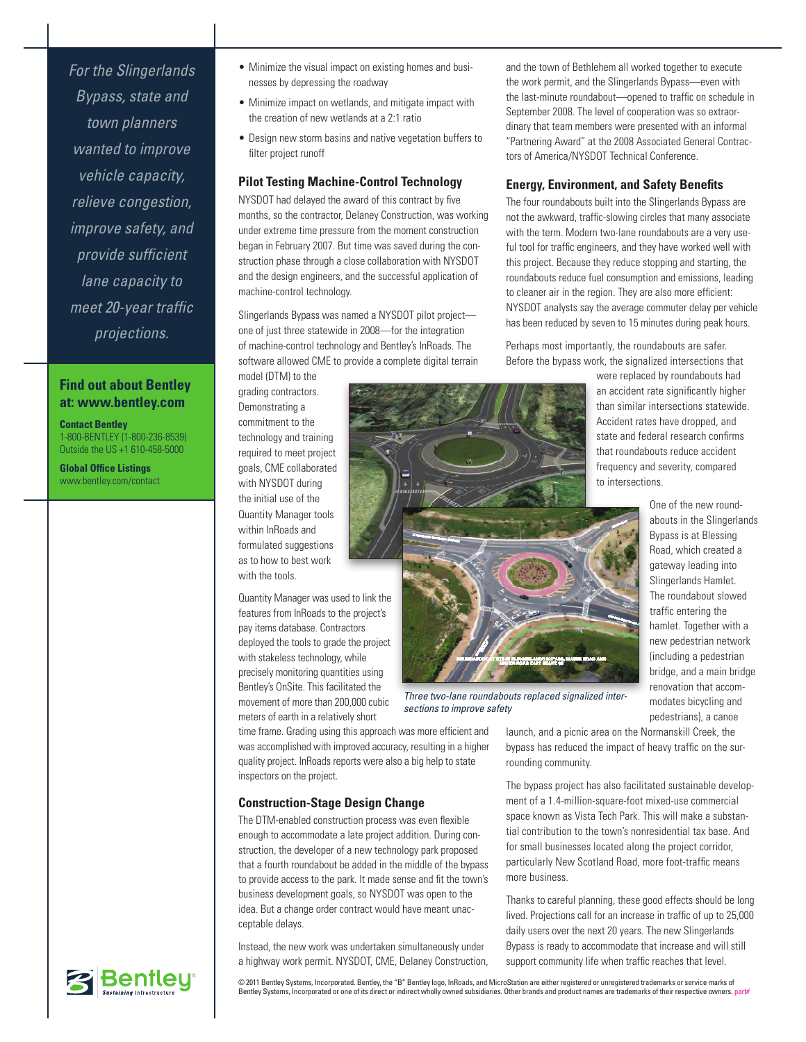*For the Slinglerlands Bypass, state and town planners wanted to improve vehicle capacity, relieve congestion, improve safety, and provide sufficient lane capacity to meet 20-year traffic projections.*

**Find out about Bentley at: www.bentley.com**

**Contact Bentley**
1-800-BENTLEY (1-800-236-8539)
Outside the US +1 610-458-5000

**Global Office Listings**
www.bentley.com/contact

- Minimize the visual impact on existing homes and businesses by depressing the roadway
- Minimize impact on wetlands, and mitigate impact with the creation of new wetlands at a 2:1 ratio
- Design new storm basins and native vegetation buffers to filter project runoff

### Pilot Testing Machine-Control Technology

NYSDOT had delayed the award of this contract by five months, so the contractor, Delaney Construction, was working under extreme time pressure from the moment construction began in February 2007. But time was saved during the construction phase through a close collaboration with NYSDOT and the design engineers, and the successful application of machine-control technology.

Slingerlands Bypass was named a NYSDOT pilot project—one of just three statewide in 2008—for the integration of machine-control technology and Bentley's InRoads. The software allowed CME to provide a complete digital terrain model (DTM) to the grading contractors. Demonstrating a commitment to the technology and training required to meet project goals, CME collaborated with NYSDOT during the initial use of the Quantity Manager tools within InRoads and formulated suggestions as to how to best work with the tools.

Quantity Manager was used to link the features from InRoads to the project's pay items database. Contractors deployed the tools to grade the project with stakeless technology, while precisely monitoring quantities using Bentley's OnSite. This facilitated the movement of more than 200,000 cubic meters of earth in a relatively short time frame. Grading using this approach was more efficient and was accomplished with improved accuracy, resulting in a higher quality project. InRoads reports were also a big help to state inspectors on the project.

*Three two-lane roundabouts replaced signalized intersections to improve safety*

### Construction-Stage Design Change

The DTM-enabled construction process was even flexible enough to accommodate a late project addition. During construction, the developer of a new technology park proposed that a fourth roundabout be added in the middle of the bypass to provide access to the park. It made sense and fit the town's business development goals, so NYSDOT was open to the idea. But a change order contract would have meant unacceptable delays.

Instead, the new work was undertaken simultaneously under a highway work permit. NYSDOT, CME, Delaney Construction, and the town of Bethlehem all worked together to execute the work permit, and the Slingerlands Bypass—even with the last-minute roundabout—opened to traffic on schedule in September 2008. The level of cooperation was so extraordinary that team members were presented with an informal "Partnering Award" at the 2008 Associated General Contractors of America/NYSDOT Technical Conference.

### Energy, Environment, and Safety Benefits

The four roundabouts built into the Slingerlands Bypass are not the awkward, traffic-slowing circles that many associate with the term. Modern two-lane roundabouts are a very useful tool for traffic engineers, and they have worked well with this project. Because they reduce stopping and starting, the roundabouts reduce fuel consumption and emissions, leading to cleaner air in the region. They are also more efficient: NYSDOT analysts say the average commuter delay per vehicle has been reduced by seven to 15 minutes during peak hours.

Perhaps most importantly, the roundabouts are safer. Before the bypass work, the signalized intersections that were replaced by roundabouts had an accident rate significantly higher than similar intersections statewide. Accident rates have dropped, and state and federal research confirms that roundabouts reduce accident frequency and severity, compared to intersections.

One of the new roundabouts in the Slingerlands Bypass is at Blessing Road, which created a gateway leading into Slingerlands Hamlet. The roundabout slowed traffic entering the hamlet. Together with a new pedestrian network (including a pedestrian bridge, and a main bridge renovation that accommodates bicycling and pedestrians), a canoe launch, and a picnic area on the Normanskill Creek, the bypass has reduced the impact of heavy traffic on the surrounding community.

The bypass project has also facilitated sustainable development of a 1.4-million-square-foot mixed-use commercial space known as Vista Tech Park. This will make a substantial contribution to the town's nonresidential tax base. And for small businesses located along the project corridor, particularly New Scotland Road, more foot-traffic means more business.

Thanks to careful planning, these good effects should be long lived. Projections call for an increase in traffic of up to 25,000 daily users over the next 20 years. The new Slingerlands Bypass is ready to accommodate that increase and will still support community life when traffic reaches that level.

© 2011 Bentley Systems, Incorporated. Bentley, the "B" Bentley logo, InRoads, and MicroStation are either registered or unregistered trademarks or service marks of Bentley Systems, Incorporated or one of its direct or indirect wholly owned subsidiaries. Other brands and product names are trademarks of their respective owners. part#